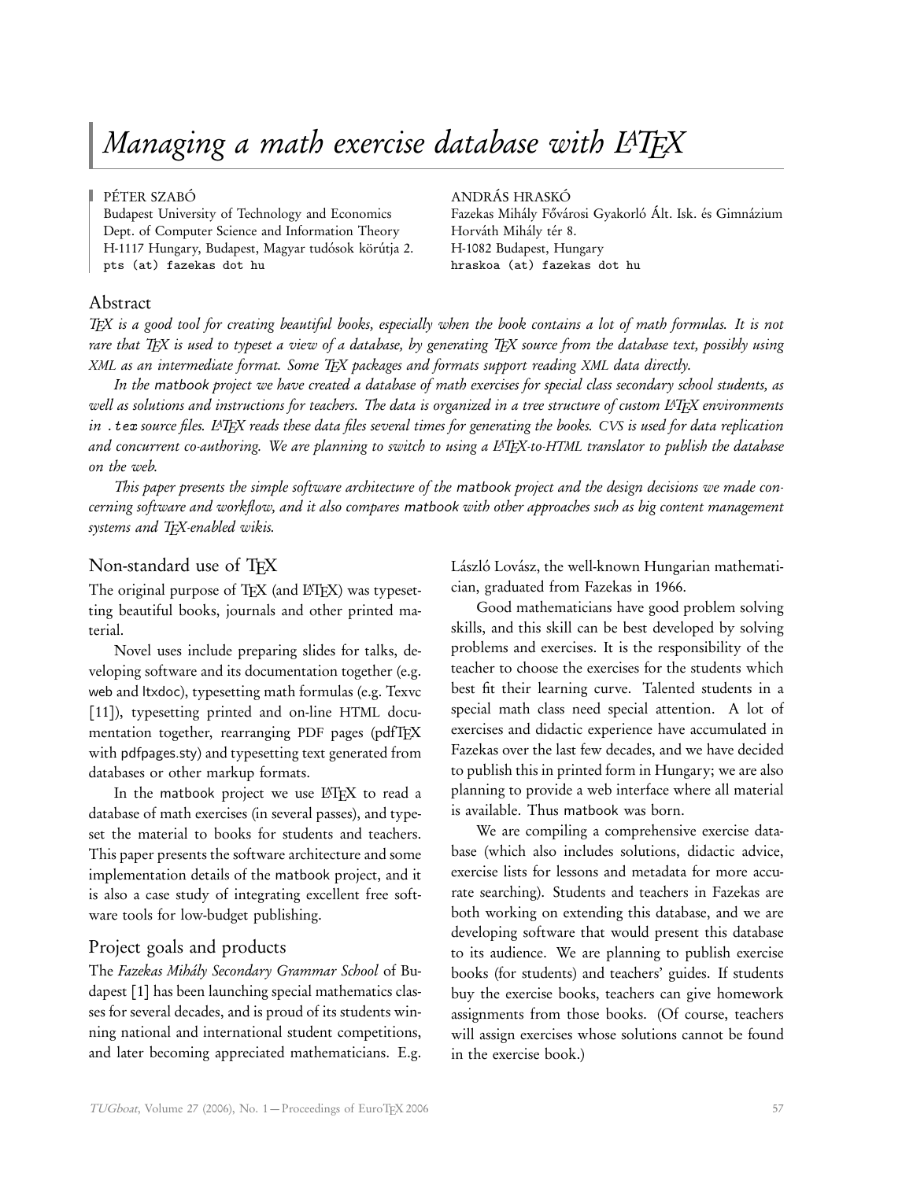# Managing a math exercise database with LaTeX

PÉTER SZABÓ
Budapest University of Technology and Economics
Dept. of Computer Science and Information Theory
H-1117 Hungary, Budapest, Magyar tudósok körútja 2.
pts (at) fazekas dot hu

ANDRÁS HRASKÓ
Fazekas Mihály Fővárosi Gyakorló Ált. Isk. és Gimnázium
Horváth Mihály tér 8.
H-1082 Budapest, Hungary
hraskoa (at) fazekas dot hu

## Abstract

*TeX is a good tool for creating beautiful books, especially when the book contains a lot of math formulas. It is not rare that TeX is used to typeset a view of a database, by generating TeX source from the database text, possibly using XML as an intermediate format. Some TeX packages and formats support reading XML data directly.*

*In the* matbook *project we have created a database of math exercises for special class secondary school students, as well as solutions and instructions for teachers. The data is organized in a tree structure of custom LaTeX environments in* `.tex` *source files. LaTeX reads these data files several times for generating the books. CVS is used for data replication and concurrent co-authoring. We are planning to switch to using a LaTeX-to-HTML translator to publish the database on the web.*

*This paper presents the simple software architecture of the* matbook *project and the design decisions we made concerning software and workflow, and it also compares* matbook *with other approaches such as big content management systems and TeX-enabled wikis.*

## Non-standard use of TeX

The original purpose of TeX (and LaTeX) was typesetting beautiful books, journals and other printed material.

Novel uses include preparing slides for talks, developing software and its documentation together (e.g. web and ltxdoc), typesetting math formulas (e.g. Texvc [11]), typesetting printed and on-line HTML documentation together, rearranging PDF pages (pdfTeX with pdfpages.sty) and typesetting text generated from databases or other markup formats.

In the matbook project we use LaTeX to read a database of math exercises (in several passes), and typeset the material to books for students and teachers. This paper presents the software architecture and some implementation details of the matbook project, and it is also a case study of integrating excellent free software tools for low-budget publishing.

## Project goals and products

The *Fazekas Mihály Secondary Grammar School* of Budapest [1] has been launching special mathematics classes for several decades, and is proud of its students winning national and international student competitions, and later becoming appreciated mathematicians. E.g. László Lovász, the well-known Hungarian mathematician, graduated from Fazekas in 1966.

Good mathematicians have good problem solving skills, and this skill can be best developed by solving problems and exercises. It is the responsibility of the teacher to choose the exercises for the students which best fit their learning curve. Talented students in a special math class need special attention. A lot of exercises and didactic experience have accumulated in Fazekas over the last few decades, and we have decided to publish this in printed form in Hungary; we are also planning to provide a web interface where all material is available. Thus matbook was born.

We are compiling a comprehensive exercise database (which also includes solutions, didactic advice, exercise lists for lessons and metadata for more accurate searching). Students and teachers in Fazekas are both working on extending this database, and we are developing software that would present this database to its audience. We are planning to publish exercise books (for students) and teachers' guides. If students buy the exercise books, teachers can give homework assignments from those books. (Of course, teachers will assign exercises whose solutions cannot be found in the exercise book.)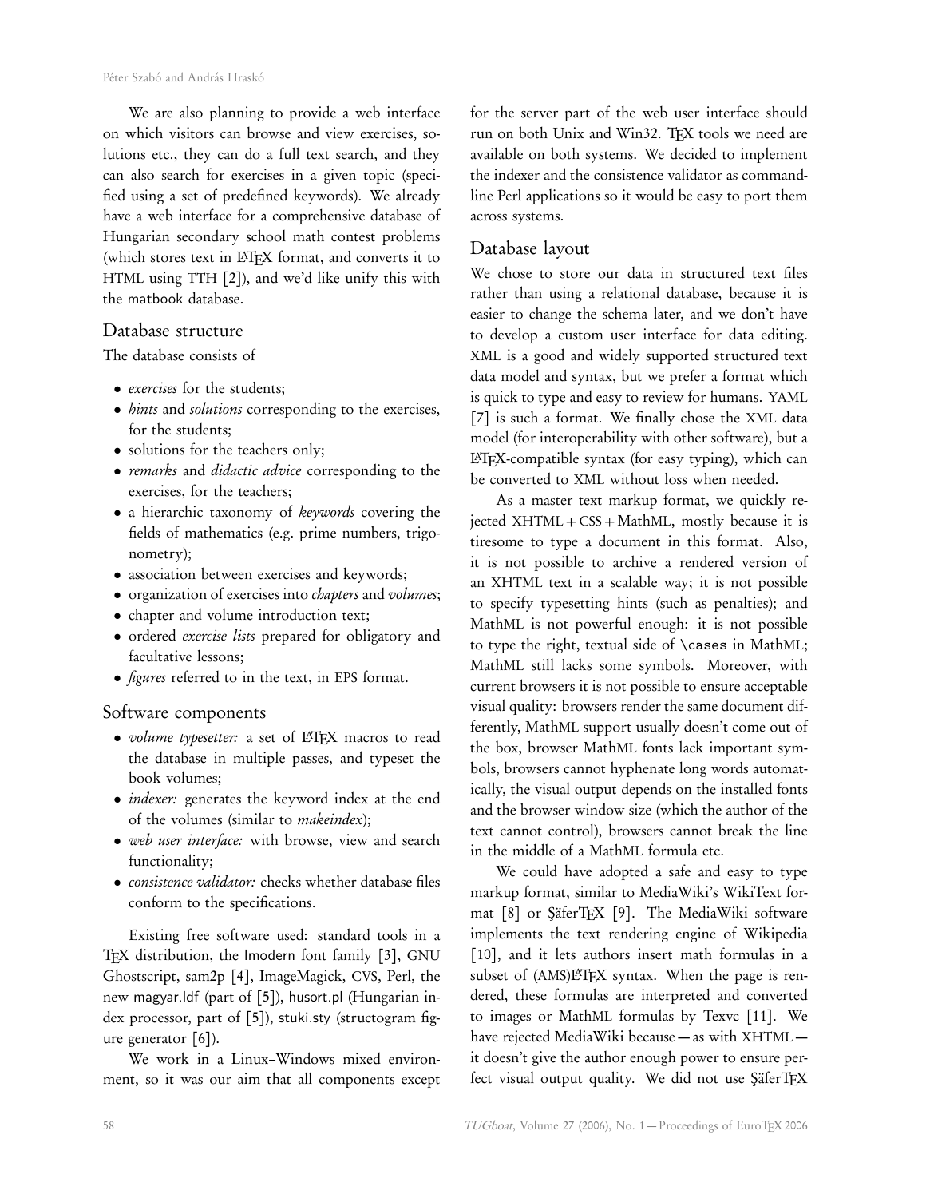We are also planning to provide a web interface on which visitors can browse and view exercises, solutions etc., they can do a full text search, and they can also search for exercises in a given topic (specified using a set of predefined keywords). We already have a web interface for a comprehensive database of Hungarian secondary school math contest problems (which stores text in LaTeX format, and converts it to HTML using TTH [2]), and we'd like unify this with the matbook database.

## Database structure

The database consists of

- *exercises* for the students;
- *hints* and *solutions* corresponding to the exercises, for the students;
- solutions for the teachers only;
- *remarks* and *didactic advice* corresponding to the exercises, for the teachers;
- a hierarchic taxonomy of *keywords* covering the fields of mathematics (e.g. prime numbers, trigonometry);
- association between exercises and keywords;
- organization of exercises into *chapters* and *volumes*;
- chapter and volume introduction text;
- ordered *exercise lists* prepared for obligatory and facultative lessons;
- *figures* referred to in the text, in EPS format.

## Software components

- *volume typesetter:* a set of LaTeX macros to read the database in multiple passes, and typeset the book volumes;
- *indexer:* generates the keyword index at the end of the volumes (similar to *makeindex*);
- *web user interface:* with browse, view and search functionality;
- *consistence validator:* checks whether database files conform to the specifications.

Existing free software used: standard tools in a TeX distribution, the lmodern font family [3], GNU Ghostscript, sam2p [4], ImageMagick, CVS, Perl, the new magyar.ldf (part of [5]), husort.pl (Hungarian index processor, part of [5]), stuki.sty (structogram figure generator [6]).

We work in a Linux–Windows mixed environment, so it was our aim that all components except for the server part of the web user interface should run on both Unix and Win32. TeX tools we need are available on both systems. We decided to implement the indexer and the consistence validator as command-line Perl applications so it would be easy to port them across systems.

## Database layout

We chose to store our data in structured text files rather than using a relational database, because it is easier to change the schema later, and we don't have to develop a custom user interface for data editing. XML is a good and widely supported structured text data model and syntax, but we prefer a format which is quick to type and easy to review for humans. YAML [7] is such a format. We finally chose the XML data model (for interoperability with other software), but a LaTeX-compatible syntax (for easy typing), which can be converted to XML without loss when needed.

As a master text markup format, we quickly rejected XHTML + CSS + MathML, mostly because it is tiresome to type a document in this format. Also, it is not possible to archive a rendered version of an XHTML text in a scalable way; it is not possible to specify typesetting hints (such as penalties); and MathML is not powerful enough: it is not possible to type the right, textual side of `\cases` in MathML; MathML still lacks some symbols. Moreover, with current browsers it is not possible to ensure acceptable visual quality: browsers render the same document differently, MathML support usually doesn't come out of the box, browser MathML fonts lack important symbols, browsers cannot hyphenate long words automatically, the visual output depends on the installed fonts and the browser window size (which the author of the text cannot control), browsers cannot break the line in the middle of a MathML formula etc.

We could have adopted a safe and easy to type markup format, similar to MediaWiki's WikiText format [8] or ŞäferTeX [9]. The MediaWiki software implements the text rendering engine of Wikipedia [10], and it lets authors insert math formulas in a subset of (AMS)LaTeX syntax. When the page is rendered, these formulas are interpreted and converted to images or MathML formulas by Texvc [11]. We have rejected MediaWiki because — as with XHTML — it doesn't give the author enough power to ensure perfect visual output quality. We did not use ŞäferTeX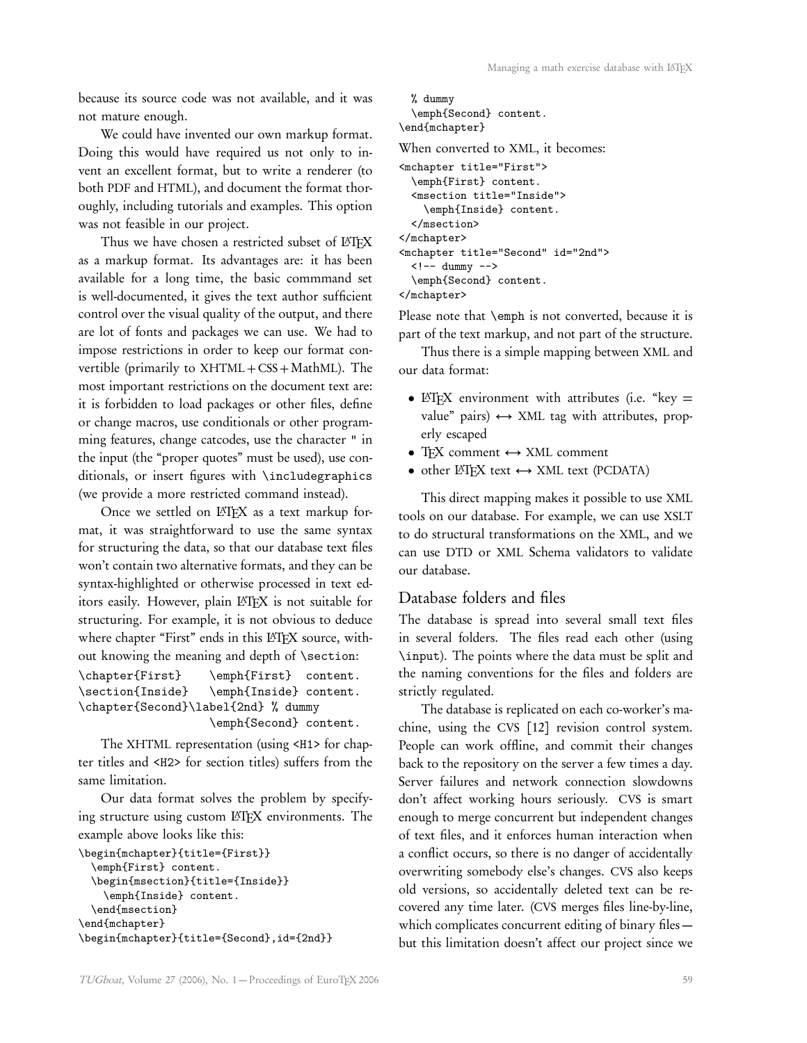because its source code was not available, and it was not mature enough.

We could have invented our own markup format. Doing this would have required us not only to invent an excellent format, but to write a renderer (to both PDF and HTML), and document the format thoroughly, including tutorials and examples. This option was not feasible in our project.

Thus we have chosen a restricted subset of LaTeX as a markup format. Its advantages are: it has been available for a long time, the basic commmand set is well-documented, it gives the text author sufficient control over the visual quality of the output, and there are lot of fonts and packages we can use. We had to impose restrictions in order to keep our format convertible (primarily to XHTML + CSS + MathML). The most important restrictions on the document text are: it is forbidden to load packages or other files, define or change macros, use conditionals or other programming features, change catcodes, use the character " in the input (the "proper quotes" must be used), use conditionals, or insert figures with `\includegraphics` (we provide a more restricted command instead).

Once we settled on LaTeX as a text markup format, it was straightforward to use the same syntax for structuring the data, so that our database text files won't contain two alternative formats, and they can be syntax-highlighted or otherwise processed in text editors easily. However, plain LaTeX is not suitable for structuring. For example, it is not obvious to deduce where chapter "First" ends in this LaTeX source, without knowing the meaning and depth of `\section`:

```
\chapter{First}      \emph{First} content.
\section{Inside}     \emph{Inside} content.
\chapter{Second}\label{2nd} % dummy
                     \emph{Second} content.
```

The XHTML representation (using `<H1>` for chapter titles and `<H2>` for section titles) suffers from the same limitation.

Our data format solves the problem by specifying structure using custom LaTeX environments. The example above looks like this:

```
\begin{mchapter}{title={First}}
  \emph{First} content.
  \begin{msection}{title={Inside}}
    \emph{Inside} content.
  \end{msection}
\end{mchapter}
\begin{mchapter}{title={Second},id={2nd}}
  % dummy
  \emph{Second} content.
\end{mchapter}
```

When converted to XML, it becomes:

```
<mchapter title="First">
  \emph{First} content.
  <msection title="Inside">
    \emph{Inside} content.
  </msection>
</mchapter>
<mchapter title="Second" id="2nd">
  <!-- dummy -->
  \emph{Second} content.
</mchapter>
```

Please note that `\emph` is not converted, because it is part of the text markup, and not part of the structure.

Thus there is a simple mapping between XML and our data format:

- LaTeX environment with attributes (i.e. "key = value" pairs) ↔ XML tag with attributes, properly escaped
- TeX comment ↔ XML comment
- other LaTeX text ↔ XML text (PCDATA)

This direct mapping makes it possible to use XML tools on our database. For example, we can use XSLT to do structural transformations on the XML, and we can use DTD or XML Schema validators to validate our database.

## Database folders and files

The database is spread into several small text files in several folders. The files read each other (using `\input`). The points where the data must be split and the naming conventions for the files and folders are strictly regulated.

The database is replicated on each co-worker's machine, using the CVS [12] revision control system. People can work offline, and commit their changes back to the repository on the server a few times a day. Server failures and network connection slowdowns don't affect working hours seriously. CVS is smart enough to merge concurrent but independent changes of text files, and it enforces human interaction when a conflict occurs, so there is no danger of accidentally overwriting somebody else's changes. CVS also keeps old versions, so accidentally deleted text can be recovered any time later. (CVS merges files line-by-line, which complicates concurrent editing of binary files — but this limitation doesn't affect our project since we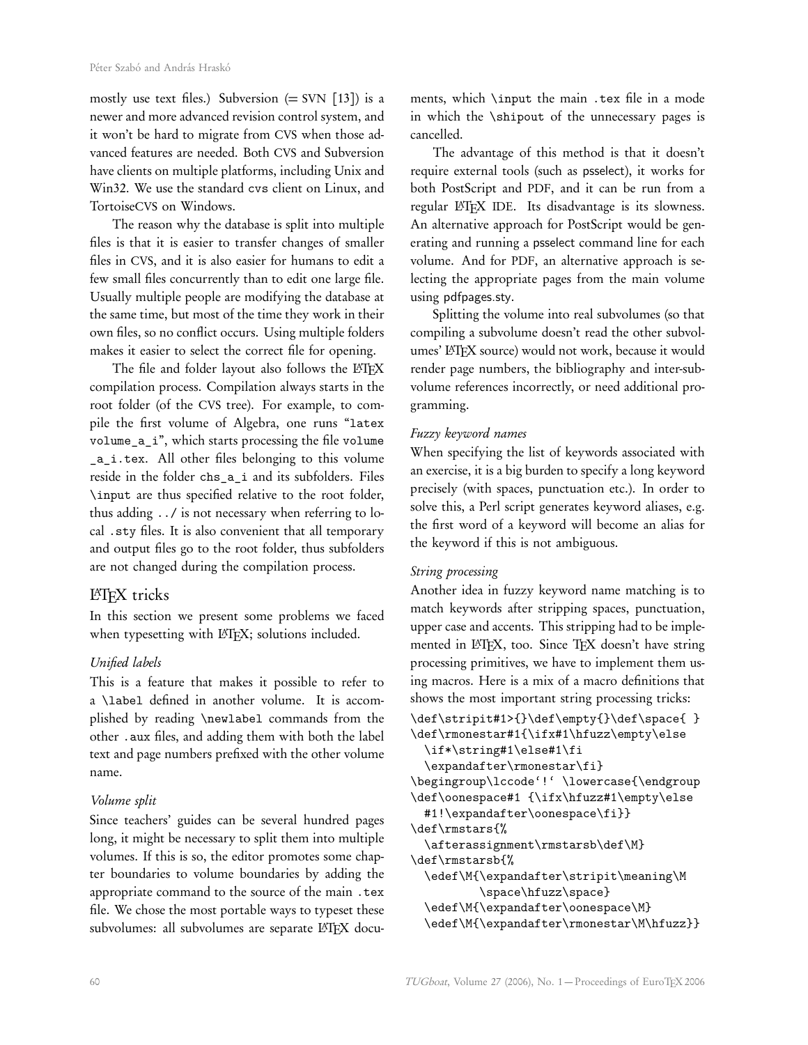mostly use text files.) Subversion (= SVN [13]) is a newer and more advanced revision control system, and it won't be hard to migrate from CVS when those advanced features are needed. Both CVS and Subversion have clients on multiple platforms, including Unix and Win32. We use the standard `cvs` client on Linux, and TortoiseCVS on Windows.

The reason why the database is split into multiple files is that it is easier to transfer changes of smaller files in CVS, and it is also easier for humans to edit a few small files concurrently than to edit one large file. Usually multiple people are modifying the database at the same time, but most of the time they work in their own files, so no conflict occurs. Using multiple folders makes it easier to select the correct file for opening.

The file and folder layout also follows the LaTeX compilation process. Compilation always starts in the root folder (of the CVS tree). For example, to compile the first volume of Algebra, one runs "`latex volume_a_i`", which starts processing the file `volume_a_i.tex`. All other files belonging to this volume reside in the folder `chs_a_i` and its subfolders. Files `\input` are thus specified relative to the root folder, thus adding `../` is not necessary when referring to local `.sty` files. It is also convenient that all temporary and output files go to the root folder, thus subfolders are not changed during the compilation process.

## LaTeX tricks

In this section we present some problems we faced when typesetting with LaTeX; solutions included.

### *Unified labels*

This is a feature that makes it possible to refer to a `\label` defined in another volume. It is accomplished by reading `\newlabel` commands from the other `.aux` files, and adding them with both the label text and page numbers prefixed with the other volume name.

### *Volume split*

Since teachers' guides can be several hundred pages long, it might be necessary to split them into multiple volumes. If this is so, the editor promotes some chapter boundaries to volume boundaries by adding the appropriate command to the source of the main `.tex` file. We chose the most portable ways to typeset these subvolumes: all subvolumes are separate LaTeX documents, which `\input` the main `.tex` file in a mode in which the `\shipout` of the unnecessary pages is cancelled.

The advantage of this method is that it doesn't require external tools (such as psselect), it works for both PostScript and PDF, and it can be run from a regular LaTeX IDE. Its disadvantage is its slowness. An alternative approach for PostScript would be generating and running a psselect command line for each volume. And for PDF, an alternative approach is selecting the appropriate pages from the main volume using pdfpages.sty.

Splitting the volume into real subvolumes (so that compiling a subvolume doesn't read the other subvolumes' LaTeX source) would not work, because it would render page numbers, the bibliography and inter-subvolume references incorrectly, or need additional programming.

### *Fuzzy keyword names*

When specifying the list of keywords associated with an exercise, it is a big burden to specify a long keyword precisely (with spaces, punctuation etc.). In order to solve this, a Perl script generates keyword aliases, e.g. the first word of a keyword will become an alias for the keyword if this is not ambiguous.

### *String processing*

Another idea in fuzzy keyword name matching is to match keywords after stripping spaces, punctuation, upper case and accents. This stripping had to be implemented in LaTeX, too. Since TeX doesn't have string processing primitives, we have to implement them using macros. Here is a mix of a macro definitions that shows the most important string processing tricks:

```
\def\stripit#1>{}\def\empty{}\def\space{ }
\def\rmonestar#1{\ifx#1\hfuzz\empty\else
  \if*\string#1\else#1\fi
  \expandafter\rmonestar\fi}
\begingroup\lccode`!` \lowercase{\endgroup
\def\oonespace#1 {\ifx\hfuzz#1\empty\else
  #1!\expandafter\oonespace\fi}}
\def\rmstars{%
  \afterassignment\rmstarsb\def\M}
\def\rmstarsb{%
  \edef\M{\expandafter\stripit\meaning\M
         \space\hfuzz\space}
  \edef\M{\expandafter\oonespace\M}
  \edef\M{\expandafter\rmonestar\M\hfuzz}}
```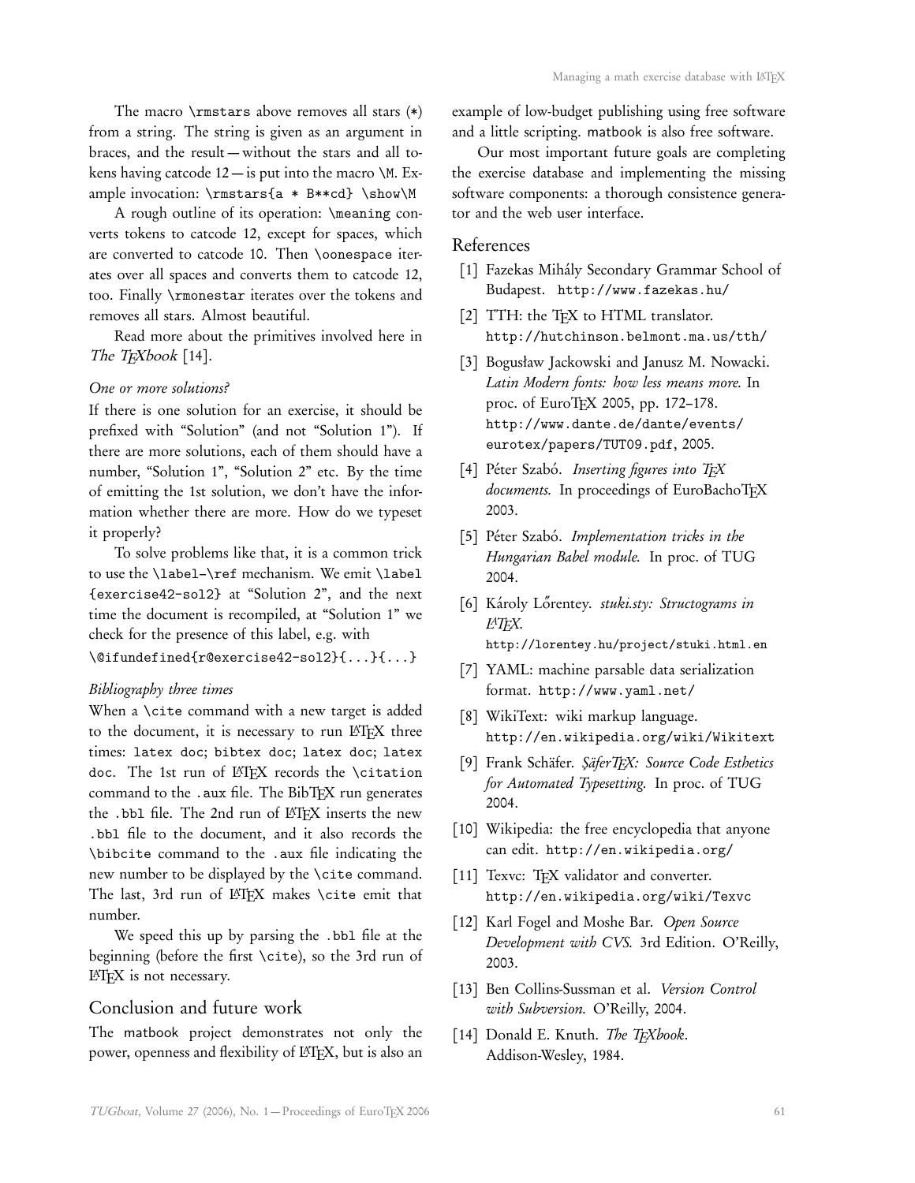The macro `\rmstars` above removes all stars (*) from a string. The string is given as an argument in braces, and the result — without the stars and all tokens having catcode 12 — is put into the macro `\M`. Example invocation: `\rmstars{a * B**cd} \show\M`

A rough outline of its operation: `\meaning` converts tokens to catcode 12, except for spaces, which are converted to catcode 10. Then `\oonespace` iterates over all spaces and converts them to catcode 12, too. Finally `\rmonestar` iterates over the tokens and removes all stars. Almost beautiful.

Read more about the primitives involved here in *The TEXbook* [14].

### *One or more solutions?*

If there is one solution for an exercise, it should be prefixed with "Solution" (and not "Solution 1"). If there are more solutions, each of them should have a number, "Solution 1", "Solution 2" etc. By the time of emitting the 1st solution, we don't have the information whether there are more. How do we typeset it properly?

To solve problems like that, it is a common trick to use the `\label`–`\ref` mechanism. We emit `\label{exercise42-sol2}` at "Solution 2", and the next time the document is recompiled, at "Solution 1" we check for the presence of this label, e.g. with

```
\@ifundefined{r@exercise42-sol2}{...}{...}
```

### *Bibliography three times*

When a `\cite` command with a new target is added to the document, it is necessary to run LATEX three times: `latex doc; bibtex doc; latex doc; latex doc`. The 1st run of LATEX records the `\citation` command to the `.aux` file. The BibTEX run generates the `.bbl` file. The 2nd run of LATEX inserts the new `.bbl` file to the document, and it also records the `\bibcite` command to the `.aux` file indicating the new number to be displayed by the `\cite` command. The last, 3rd run of LATEX makes `\cite` emit that number.

We speed this up by parsing the `.bbl` file at the beginning (before the first `\cite`), so the 3rd run of LATEX is not necessary.

## Conclusion and future work

The matbook project demonstrates not only the power, openness and flexibility of LATEX, but is also an example of low-budget publishing using free software and a little scripting. matbook is also free software.

Our most important future goals are completing the exercise database and implementing the missing software components: a thorough consistence generator and the web user interface.

## References

[1] Fazekas Mihály Secondary Grammar School of Budapest. http://www.fazekas.hu/

[2] TTH: the TEX to HTML translator. http://hutchinson.belmont.ma.us/tth/

[3] Bogusław Jackowski and Janusz M. Nowacki. *Latin Modern fonts: how less means more.* In proc. of EuroTEX 2005, pp. 172–178. http://www.dante.de/dante/events/eurotex/papers/TUT09.pdf, 2005.

[4] Péter Szabó. *Inserting figures into TEX documents.* In proceedings of EuroBachoTEX 2003.

[5] Péter Szabó. *Implementation tricks in the Hungarian Babel module.* In proc. of TUG 2004.

[6] Károly Lőrentey. *stuki.sty: Structograms in LATEX.* http://lorentey.hu/project/stuki.html.en

[7] YAML: machine parsable data serialization format. http://www.yaml.net/

[8] WikiText: wiki markup language. http://en.wikipedia.org/wiki/Wikitext

[9] Frank Schäfer. *ŞäferTEX: Source Code Esthetics for Automated Typesetting.* In proc. of TUG 2004.

[10] Wikipedia: the free encyclopedia that anyone can edit. http://en.wikipedia.org/

[11] Texvc: TEX validator and converter. http://en.wikipedia.org/wiki/Texvc

[12] Karl Fogel and Moshe Bar. *Open Source Development with CVS.* 3rd Edition. O'Reilly, 2003.

[13] Ben Collins-Sussman et al. *Version Control with Subversion.* O'Reilly, 2004.

[14] Donald E. Knuth. *The TEXbook.* Addison-Wesley, 1984.